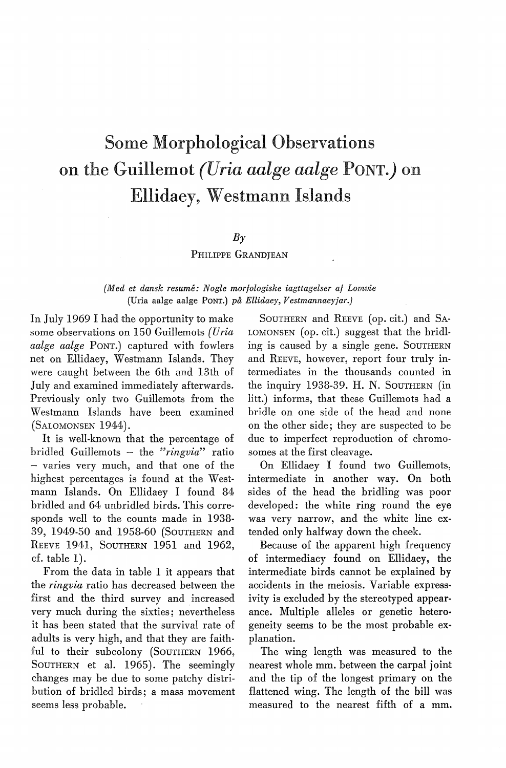# Some Morphological Observations on the Guillemot (*Uria aalge aalge* Pont.) on Ellidaey, Westmann Islands

*By*

Philippe Grandjean

*(Med et dansk resumé: Nogle morfologiske iagttagelser af Lomvie (Uria aalge aalge* Pont.*) på Ellidaey, Vestmannaeyjar.)*

In July 1969 I had the opportunity to make some observations on 150 Guillemots (*Uria aalge aalge* Pont.) captured with fowlers net on Ellidaey, Westmann Islands. They were caught between the 6th and 13th of July and examined immediately afterwards. Previously only two Guillemots from the Westmann Islands have been examined (Salomonsen 1944).

It is well-known that the percentage of bridled Guillemots – the *"ringvia"* ratio – varies very much, and that one of the highest percentages is found at the Westmann Islands. On Ellidaey I found 84 bridled and 64 unbridled birds. This corresponds well to the counts made in 1938-39, 1949-50 and 1958-60 (Southern and Reeve 1941, Southern 1951 and 1962, cf. table 1).

From the data in table 1 it appears that the *ringvia* ratio has decreased between the first and the third survey and increased very much during the sixties; nevertheless it has been stated that the survival rate of adults is very high, and that they are faithful to their subcolony (Southern 1966, Southern et al. 1965). The seemingly changes may be due to some patchy distribution of bridled birds; a mass movement seems less probable.

Southern and Reeve (op. cit.) and Salomonsen (op. cit.) suggest that the bridling is caused by a single gene. Southern and Reeve, however, report four truly intermediates in the thousands counted in the inquiry 1938-39. H. N. Southern (in litt.) informs, that these Guillemots had a bridle on one side of the head and none on the other side; they are suspected to be due to imperfect reproduction of chromosomes at the first cleavage.

On Ellidaey I found two Guillemots, intermediate in another way. On both sides of the head the bridling was poor developed: the white ring round the eye was very narrow, and the white line extended only halfway down the cheek.

Because of the apparent high frequency of intermediacy found on Ellidaey, the intermediate birds cannot be explained by accidents in the meiosis. Variable expressivity is excluded by the stereotyped appearance. Multiple alleles or genetic heterogeneity seems to be the most probable explanation.

The wing length was measured to the nearest whole mm. between the carpal joint and the tip of the longest primary on the flattened wing. The length of the bill was measured to the nearest fifth of a mm.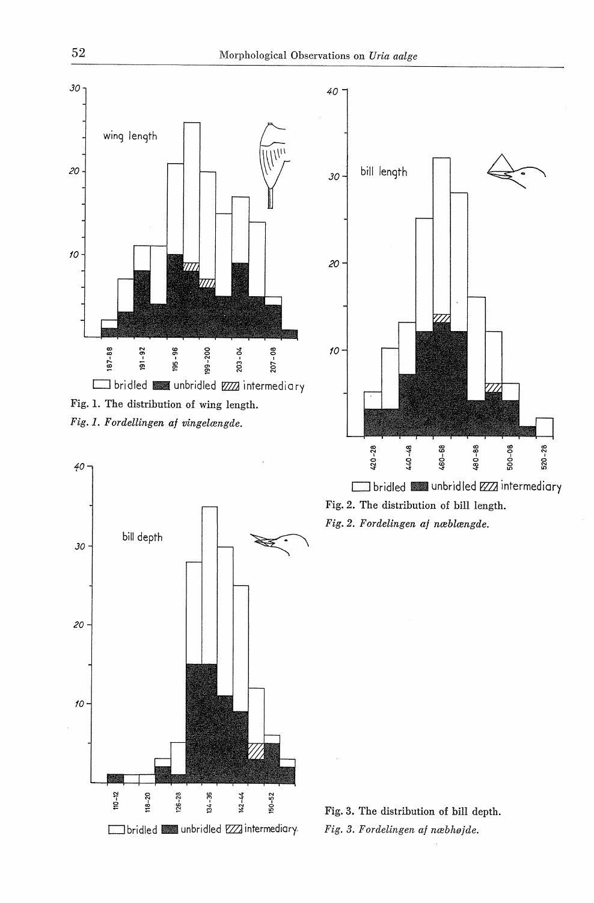Fig. 1. The distribution of wing length.

*Fig. 1. Fordellingen af vingelængde.*

Fig. 2. The distribution of bill length.

*Fig. 2. Fordelingen af næblængde.*

Fig. 3. The distribution of bill depth.

*Fig. 3. Fordelingen af næbhøjde.*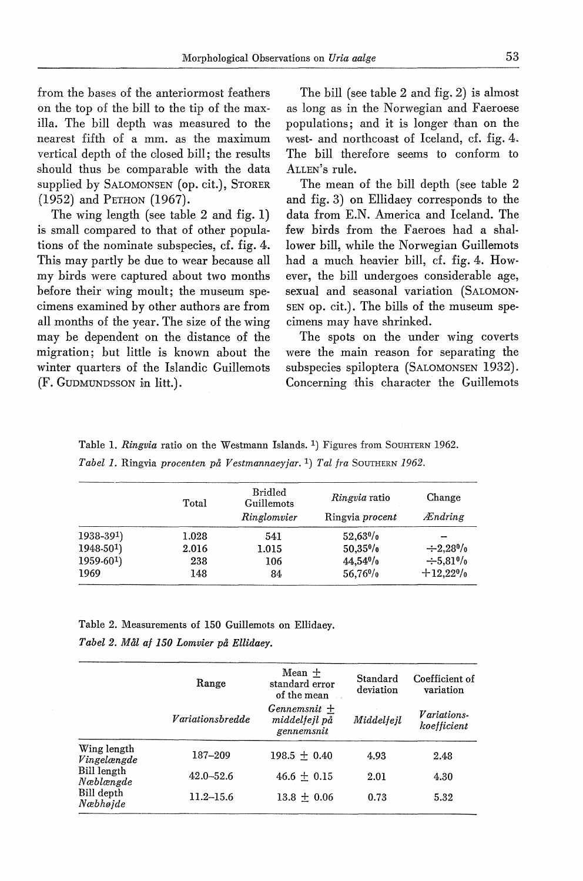from the bases of the anteriormost feathers on the top of the bill to the tip of the maxilla. The bill depth was measured to the nearest fifth of a mm. as the maximum vertical depth of the closed bill; the results should thus be comparable with the data supplied by SALOMONSEN (op. cit.), STORER (1952) and PETHON (1967).

The wing length (see table 2 and fig. 1) is small compared to that of other populations of the nominate subspecies, cf. fig. 4. This may partly be due to wear because all my birds were captured about two months before their wing moult; the museum specimens examined by other authors are from all months of the year. The size of the wing may be dependent on the distance of the migration; but little is known about the winter quarters of the Islandic Guillemots (F. GUDMUNDSSON in litt.).

The bill (see table 2 and fig. 2) is almost as long as in the Norwegian and Faeroese populations; and it is longer than on the west- and northcoast of Iceland, cf. fig. 4. The bill therefore seems to conform to ALLEN's rule.

The mean of the bill depth (see table 2 and fig. 3) on Ellidaey corresponds to the data from E.N. America and Iceland. The few birds from the Faeroes had a shallower bill, while the Norwegian Guillemots had a much heavier bill, cf. fig. 4. However, the bill undergoes considerable age, sexual and seasonal variation (SALOMONSEN op. cit.). The bills of the museum specimens may have shrinked.

The spots on the under wing coverts were the main reason for separating the subspecies spiloptera (SALOMONSEN 1932). Concerning this character the Guillemots

Table 1. *Ringvia* ratio on the Westmann Islands. [1]) Figures from SOUHTERN 1962.
*Tabel 1.* Ringvia *procenten på Vestmannaeyjar.* [1]) *Tal fra* SOUTHERN *1962.*

| | Total | Bridled Guillemots *Ringlomvier* | *Ringvia* ratio Ringvia *procent* | Change *Ændring* |
|---|---|---|---|---|
| 1938-39[1]) | 1.028 | 541 | 52,63% | – |
| 1948-50[1]) | 2.016 | 1.015 | 50,35% | ÷2,28% |
| 1959-60[1]) | 238 | 106 | 44,54% | ÷5,81% |
| 1969 | 148 | 84 | 56,76% | +12,22% |

Table 2. Measurements of 150 Guillemots on Ellidaey.
*Tabel 2. Mål af 150 Lomvier på Ellidaey.*

| | Range *Variationsbredde* | Mean ± standard error of the mean *Gennemsnit ± middelfejl på gennemsnit* | Standard deviation *Middelfejl* | Coefficient of variation *Variations-koefficient* |
|---|---|---|---|---|
| Wing length *Vingelængde* | 187–209 | 198.5 ± 0.40 | 4.93 | 2.48 |
| Bill length *Næblængde* | 42.0–52.6 | 46.6 ± 0.15 | 2.01 | 4.30 |
| Bill depth *Næbhøjde* | 11.2–15.6 | 13.8 ± 0.06 | 0.73 | 5.32 |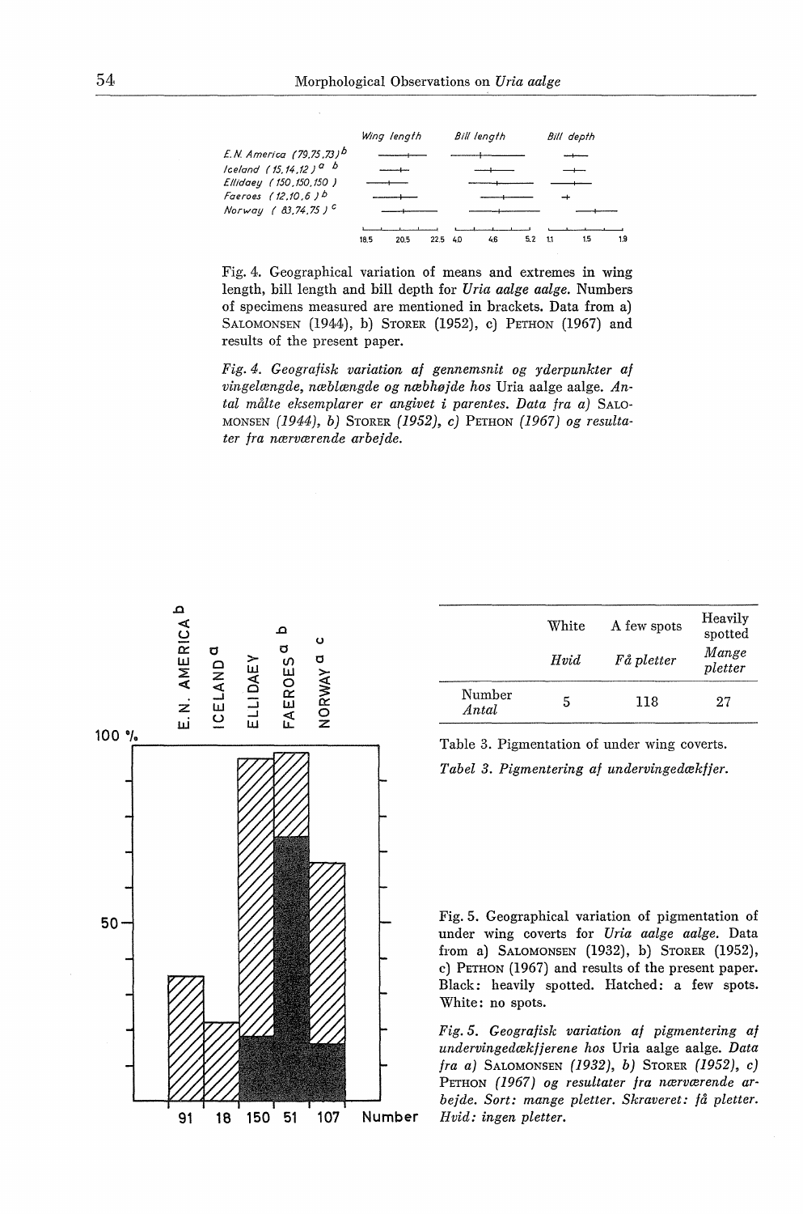Fig. 4. Geographical variation of means and extremes in wing length, bill length and bill depth for *Uria aalge aalge.* Numbers of specimens measured are mentioned in brackets. Data from a) SALOMONSEN (1944), b) STORER (1952), c) PETHON (1967) and results of the present paper.

*Fig. 4. Geografisk variation af gennemsnit og yderpunkter af vingelængde, næblængde og næbhøjde hos* Uria aalge aalge. *Antal målte eksemplarer er angivet i parentes. Data fra a)* SALOMONSEN *(1944), b)* STORER *(1952), c)* PETHON *(1967) og resultater fra nærværende arbejde.*

| | White / *Hvid* | A few spots / *Få pletter* | Heavily spotted / *Mange pletter* |
|---|---|---|---|
| Number / *Antal* | 5 | 118 | 27 |

Table 3. Pigmentation of under wing coverts.

*Tabel 3. Pigmentering af undervingedækfjer.*

Fig. 5. Geographical variation of pigmentation of under wing coverts for *Uria aalge aalge.* Data from a) SALOMONSEN (1932), b) STORER (1952), c) PETHON (1967) and results of the present paper. Black: heavily spotted. Hatched: a few spots. White: no spots.

*Fig. 5. Geografisk variation af pigmentering af undervingedækfjerene hos* Uria aalge aalge. *Data fra a)* SALOMONSEN *(1932), b)* STORER *(1952), c)* PETHON *(1967) og resultater fra nærværende arbejde. Sort: mange pletter. Skraveret: få pletter. Hvid: ingen pletter.*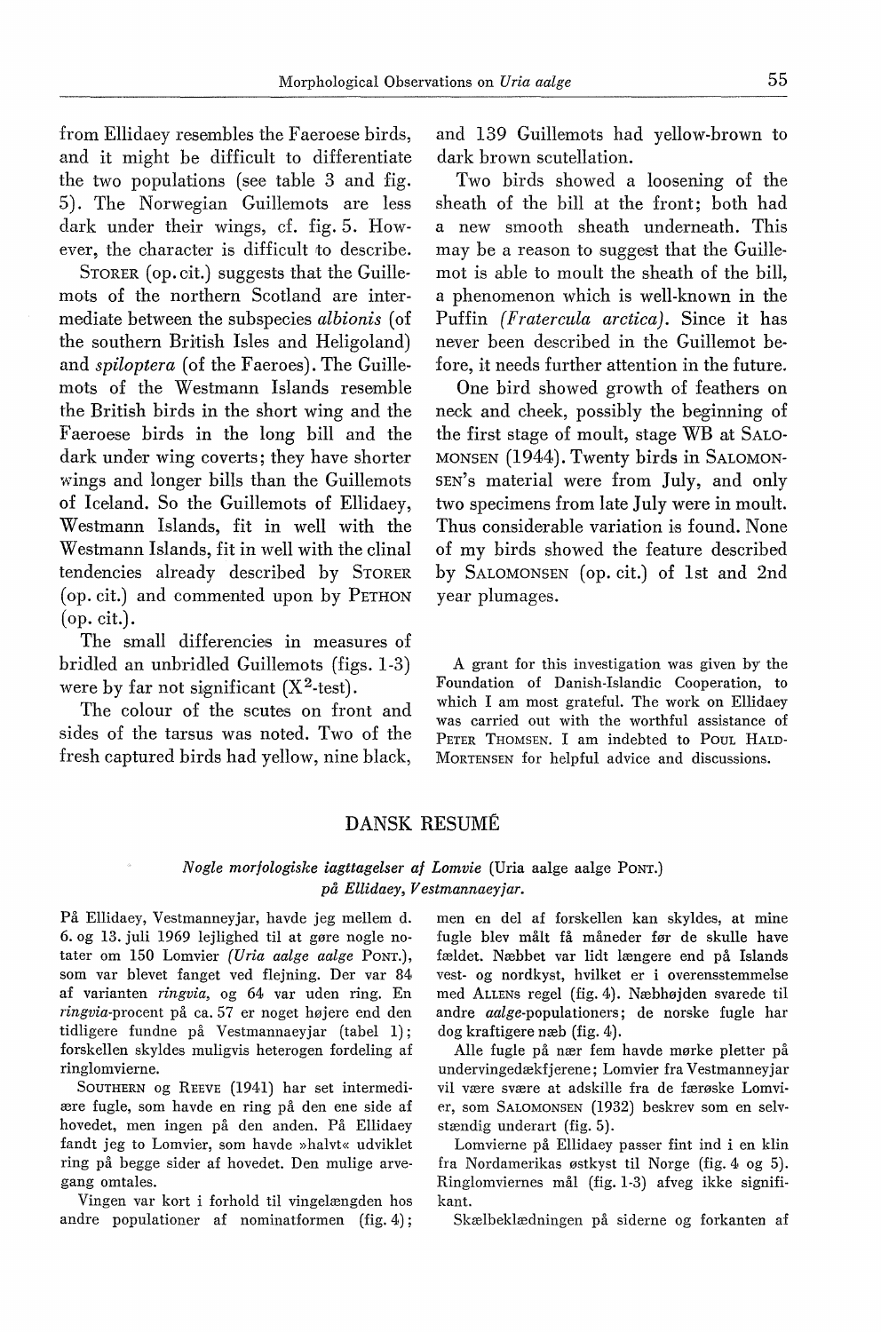from Ellidaey resembles the Faeroese birds, and it might be difficult to differentiate the two populations (see table 3 and fig. 5). The Norwegian Guillemots are less dark under their wings, cf. fig. 5. However, the character is difficult to describe.

STORER (op. cit.) suggests that the Guillemots of the northern Scotland are intermediate between the subspecies *albionis* (of the southern British Isles and Heligoland) and *spiloptera* (of the Faeroes). The Guillemots of the Westmann Islands resemble the British birds in the short wing and the Faeroese birds in the long bill and the dark under wing coverts; they have shorter wings and longer bills than the Guillemots of Iceland. So the Guillemots of Ellidaey, Westmann Islands, fit in well with the Westmann Islands, fit in well with the clinal tendencies already described by STORER (op. cit.) and commented upon by PETHON (op. cit.).

The small differencies in measures of bridled an unbridled Guillemots (figs. 1-3) were by far not significant ($X^2$-test).

The colour of the scutes on front and sides of the tarsus was noted. Two of the fresh captured birds had yellow, nine black, and 139 Guillemots had yellow-brown to dark brown scutellation.

Two birds showed a loosening of the sheath of the bill at the front; both had a new smooth sheath underneath. This may be a reason to suggest that the Guillemot is able to moult the sheath of the bill, a phenomenon which is well-known in the Puffin *(Fratercula arctica)*. Since it has never been described in the Guillemot before, it needs further attention in the future.

One bird showed growth of feathers on neck and cheek, possibly the beginning of the first stage of moult, stage WB at SALOMONSEN (1944). Twenty birds in SALOMONSEN's material were from July, and only two specimens from late July were in moult. Thus considerable variation is found. None of my birds showed the feature described by SALOMONSEN (op. cit.) of 1st and 2nd year plumages.

A grant for this investigation was given by the Foundation of Danish-Islandic Cooperation, to which I am most grateful. The work on Ellidaey was carried out with the worthful assistance of PETER THOMSEN. I am indebted to POUL HALD-MORTENSEN for helpful advice and discussions.

## DANSK RESUMÉ

*Nogle morfologiske iagttagelser af Lomvie* (Uria aalge aalge PONT.) *på Ellidaey, Vestmannaeyjar.*

På Ellidaey, Vestmanneyjar, havde jeg mellem d. 6. og 13. juli 1969 lejlighed til at gøre nogle notater om 150 Lomvier *(Uria aalge aalge* PONT.), som var blevet fanget ved flejning. Der var 84 af varianten *ringvia*, og 64 var uden ring. En *ringvia*-procent på ca. 57 er noget højere end den tidligere fundne på Vestmannaeyjar (tabel 1); forskellen skyldes muligvis heterogen fordeling af ringlomvierne.

SOUTHERN og REEVE (1941) har set intermediære fugle, som havde en ring på den ene side af hovedet, men ingen på den anden. På Ellidaey fandt jeg to Lomvier, som havde »halvt« udviklet ring på begge sider af hovedet. Den mulige arvegang omtales.

Vingen var kort i forhold til vingelængden hos andre populationer af nominatformen (fig. 4); men en del af forskellen kan skyldes, at mine fugle blev målt få måneder før de skulle have fældet. Næbbet var lidt længere end på Islands vest- og nordkyst, hvilket er i overensstemmelse med ALLENS regel (fig. 4). Næbhøjden svarede til andre *aalge*-populationers; de norske fugle har dog kraftigere næb (fig. 4).

Alle fugle på nær fem havde mørke pletter på undervingedækfjerene; Lomvier fra Vestmanneyjar vil være svære at adskille fra de færøske Lomvier, som SALOMONSEN (1932) beskrev som en selvstændig underart (fig. 5).

Lomvierne på Ellidaey passer fint ind i en klin fra Nordamerikas østkyst til Norge (fig. 4 og 5). Ringlomviernes mål (fig. 1-3) afveg ikke signifikant.

Skælbeklædningen på siderne og forkanten af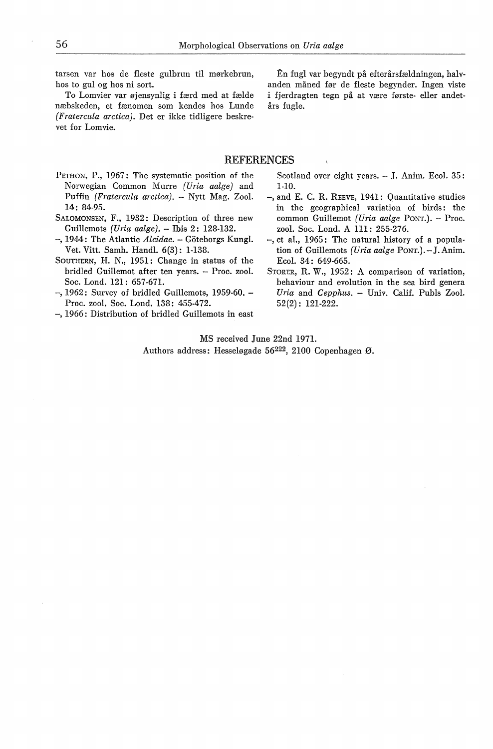tarsen var hos de fleste gulbrun til mørkebrun, hos to gul og hos ni sort.

To Lomvier var øjensynlig i færd med at fælde næbskeden, et fænomen som kendes hos Lunde *(Fratercula arctica)*. Det er ikke tidligere beskrevet for Lomvie.

Ên fugl var begyndt på efterårsfældningen, halvanden måned før de fleste begynder. Ingen viste i fjerdragten tegn på at være første- eller andetårs fugle.

## REFERENCES

PETHON, P., 1967: The systematic position of the Norwegian Common Murre *(Uria aalge)* and Puffin *(Fratercula arctica)*. – Nytt Mag. Zool. 14: 84-95.

SALOMONSEN, F., 1932: Description of three new Guillemots *(Uria aalge)*. – Ibis 2: 128-132.

–, 1944: The Atlantic *Alcidae*. – Göteborgs Kungl. Vet. Vitt. Samh. Handl. 6(3): 1-138.

SOUTHERN, H. N., 1951: Change in status of the bridled Guillemot after ten years. – Proc. zool. Soc. Lond. 121: 657-671.

–, 1962: Survey of bridled Guillemots, 1959-60. – Proc. zool. Soc. Lond. 138: 455-472.

–, 1966: Distribution of bridled Guillemots in east Scotland over eight years. – J. Anim. Ecol. 35: 1-10.

–, and E. C. R. REEVE, 1941: Quantitative studies in the geographical variation of birds: the common Guillemot *(Uria aalge* PONT.). – Proc. zool. Soc. Lond. A 111: 255-276.

–, et al., 1965: The natural history of a population of Guillemots *(Uria aalge* PONT.). – J. Anim. Ecol. 34: 649-665.

STORER, R. W., 1952: A comparison of variation, behaviour and evolution in the sea bird genera *Uria* and *Cepphus*. – Univ. Calif. Publs Zool. 52(2): 121-222.

MS received June 22nd 1971.
Authors address: Hesseløgade 56[222], 2100 Copenhagen Ø.